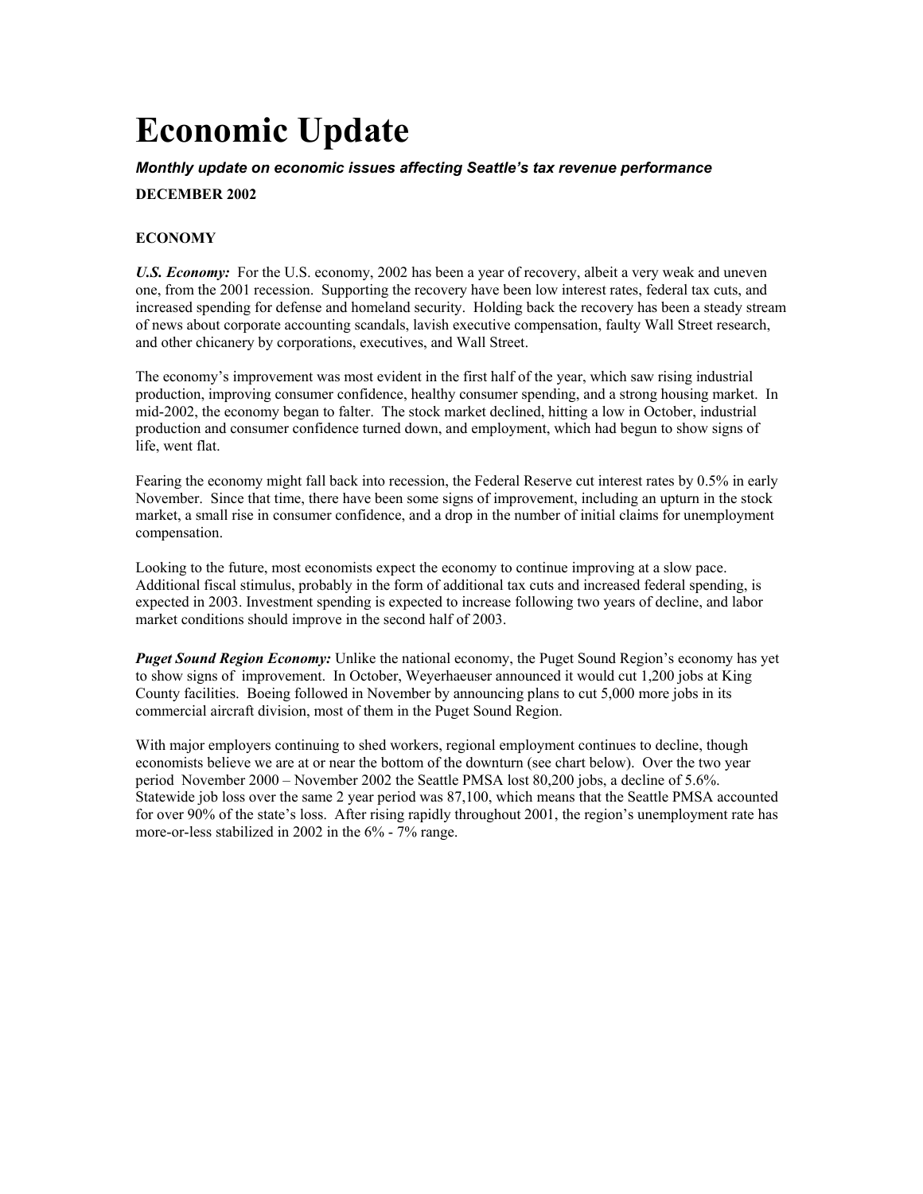# Economic Update

***Monthly update on economic issues affecting Seattle's tax revenue performance***

**DECEMBER 2002**

## ECONOMY

***U.S. Economy:*** For the U.S. economy, 2002 has been a year of recovery, albeit a very weak and uneven one, from the 2001 recession. Supporting the recovery have been low interest rates, federal tax cuts, and increased spending for defense and homeland security. Holding back the recovery has been a steady stream of news about corporate accounting scandals, lavish executive compensation, faulty Wall Street research, and other chicanery by corporations, executives, and Wall Street.

The economy's improvement was most evident in the first half of the year, which saw rising industrial production, improving consumer confidence, healthy consumer spending, and a strong housing market. In mid-2002, the economy began to falter. The stock market declined, hitting a low in October, industrial production and consumer confidence turned down, and employment, which had begun to show signs of life, went flat.

Fearing the economy might fall back into recession, the Federal Reserve cut interest rates by 0.5% in early November. Since that time, there have been some signs of improvement, including an upturn in the stock market, a small rise in consumer confidence, and a drop in the number of initial claims for unemployment compensation.

Looking to the future, most economists expect the economy to continue improving at a slow pace. Additional fiscal stimulus, probably in the form of additional tax cuts and increased federal spending, is expected in 2003. Investment spending is expected to increase following two years of decline, and labor market conditions should improve in the second half of 2003.

***Puget Sound Region Economy:*** Unlike the national economy, the Puget Sound Region's economy has yet to show signs of improvement. In October, Weyerhaeuser announced it would cut 1,200 jobs at King County facilities. Boeing followed in November by announcing plans to cut 5,000 more jobs in its commercial aircraft division, most of them in the Puget Sound Region.

With major employers continuing to shed workers, regional employment continues to decline, though economists believe we are at or near the bottom of the downturn (see chart below). Over the two year period November 2000 – November 2002 the Seattle PMSA lost 80,200 jobs, a decline of 5.6%. Statewide job loss over the same 2 year period was 87,100, which means that the Seattle PMSA accounted for over 90% of the state's loss. After rising rapidly throughout 2001, the region's unemployment rate has more-or-less stabilized in 2002 in the 6% - 7% range.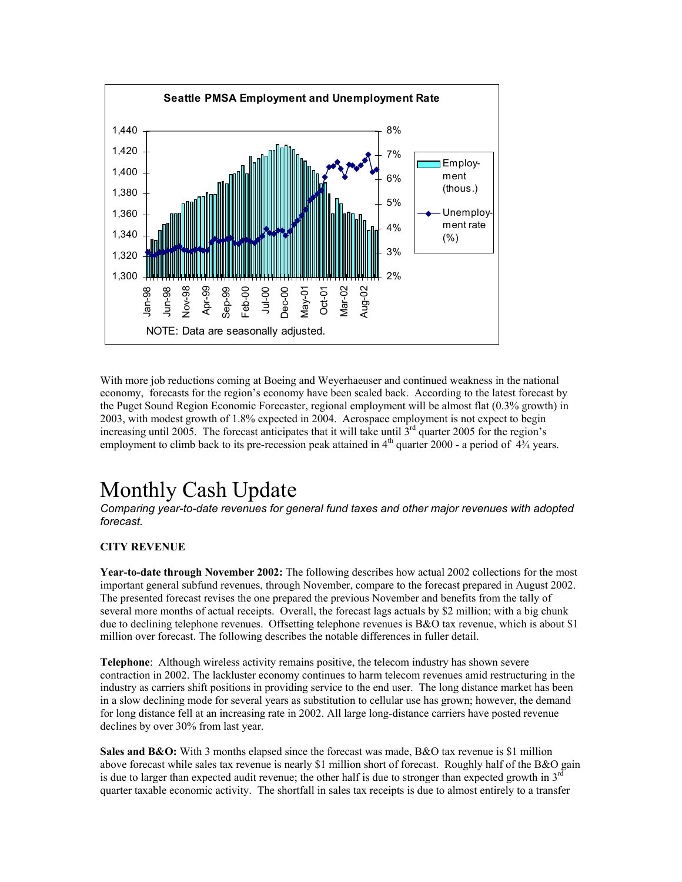**Seattle PMSA Employment and Unemployment Rate**

NOTE: Data are seasonally adjusted.

With more job reductions coming at Boeing and Weyerhaeuser and continued weakness in the national economy, forecasts for the region's economy have been scaled back. According to the latest forecast by the Puget Sound Region Economic Forecaster, regional employment will be almost flat (0.3% growth) in 2003, with modest growth of 1.8% expected in 2004. Aerospace employment is not expect to begin increasing until 2005. The forecast anticipates that it will take until 3rd quarter 2005 for the region's employment to climb back to its pre-recession peak attained in 4th quarter 2000 - a period of 4¾ years.

# Monthly Cash Update

*Comparing year-to-date revenues for general fund taxes and other major revenues with adopted forecast.*

**CITY REVENUE**

**Year-to-date through November 2002:** The following describes how actual 2002 collections for the most important general subfund revenues, through November, compare to the forecast prepared in August 2002. The presented forecast revises the one prepared the previous November and benefits from the tally of several more months of actual receipts. Overall, the forecast lags actuals by $2 million; with a big chunk due to declining telephone revenues. Offsetting telephone revenues is B&O tax revenue, which is about $1 million over forecast. The following describes the notable differences in fuller detail.

**Telephone**: Although wireless activity remains positive, the telecom industry has shown severe contraction in 2002. The lackluster economy continues to harm telecom revenues amid restructuring in the industry as carriers shift positions in providing service to the end user. The long distance market has been in a slow declining mode for several years as substitution to cellular use has grown; however, the demand for long distance fell at an increasing rate in 2002. All large long-distance carriers have posted revenue declines by over 30% from last year.

**Sales and B&O:** With 3 months elapsed since the forecast was made, B&O tax revenue is $1 million above forecast while sales tax revenue is nearly $1 million short of forecast. Roughly half of the B&O gain is due to larger than expected audit revenue; the other half is due to stronger than expected growth in 3rd quarter taxable economic activity. The shortfall in sales tax receipts is due to almost entirely to a transfer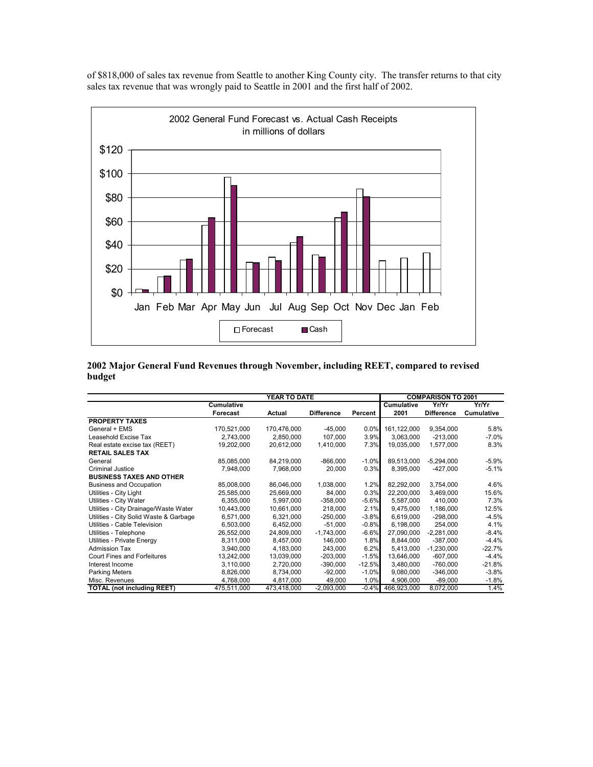of $818,000 of sales tax revenue from Seattle to another King County city. The transfer returns to that city sales tax revenue that was wrongly paid to Seattle in 2001 and the first half of 2002.

2002 General Fund Forecast vs. Actual Cash Receipts
in millions of dollars

$120
$100
$80
$60
$40
$20
$0

Jan Feb Mar Apr May Jun Jul Aug Sep Oct Nov Dec Jan Feb

Forecast
Cash

**2002 Major General Fund Revenues through November, including REET, compared to revised budget**

| | YEAR TO DATE | | | | COMPARISON TO 2001 | | |
|---|---|---|---|---|---|---|---|
| | Cumulative Forecast | Actual | Difference | Percent | Cumulative 2001 | Yr/Yr Difference | Yr/Yr Cumulative |
| **PROPERTY TAXES** | | | | | | | |
| General + EMS | 170,521,000 | 170,476,000 | -45,000 | 0.0% | 161,122,000 | 9,354,000 | 5.8% |
| Leasehold Excise Tax | 2,743,000 | 2,850,000 | 107,000 | 3.9% | 3,063,000 | -213,000 | -7.0% |
| Real estate excise tax (REET) | 19,202,000 | 20,612,000 | 1,410,000 | 7.3% | 19,035,000 | 1,577,000 | 8.3% |
| **RETAIL SALES TAX** | | | | | | | |
| General | 85,085,000 | 84,219,000 | -866,000 | -1.0% | 89,513,000 | -5,294,000 | -5.9% |
| Criminal Justice | 7,948,000 | 7,968,000 | 20,000 | 0.3% | 8,395,000 | -427,000 | -5.1% |
| **BUSINESS TAXES AND OTHER** | | | | | | | |
| Business and Occupation | 85,008,000 | 86,046,000 | 1,038,000 | 1.2% | 82,292,000 | 3,754,000 | 4.6% |
| Utilities - City Light | 25,585,000 | 25,669,000 | 84,000 | 0.3% | 22,200,000 | 3,469,000 | 15.6% |
| Utilities - City Water | 6,355,000 | 5,997,000 | -358,000 | -5.6% | 5,587,000 | 410,000 | 7.3% |
| Utilities - City Drainage/Waste Water | 10,443,000 | 10,661,000 | 218,000 | 2.1% | 9,475,000 | 1,186,000 | 12.5% |
| Utilities - City Solid Waste & Garbage | 6,571,000 | 6,321,000 | -250,000 | -3.8% | 6,619,000 | -298,000 | -4.5% |
| Utilities - Cable Television | 6,503,000 | 6,452,000 | -51,000 | -0.8% | 6,198,000 | 254,000 | 4.1% |
| Utilities - Telephone | 26,552,000 | 24,809,000 | -1,743,000 | -6.6% | 27,090,000 | -2,281,000 | -8.4% |
| Utilities - Private Energy | 8,311,000 | 8,457,000 | 146,000 | 1.8% | 8,844,000 | -387,000 | -4.4% |
| Admission Tax | 3,940,000 | 4,183,000 | 243,000 | 6.2% | 5,413,000 | -1,230,000 | -22.7% |
| Court Fines and Forfeitures | 13,242,000 | 13,039,000 | -203,000 | -1.5% | 13,646,000 | -607,000 | -4.4% |
| Interest Income | 3,110,000 | 2,720,000 | -390,000 | -12.5% | 3,480,000 | -760,000 | -21.8% |
| Parking Meters | 8,826,000 | 8,734,000 | -92,000 | -1.0% | 9,080,000 | -346,000 | -3.8% |
| Misc. Revenues | 4,768,000 | 4,817,000 | 49,000 | 1.0% | 4,906,000 | -89,000 | -1.8% |
| **TOTAL (not including REET)** | 475,511,000 | 473,418,000 | -2,093,000 | -0.4% | 466,923,000 | 8,072,000 | 1.4% |